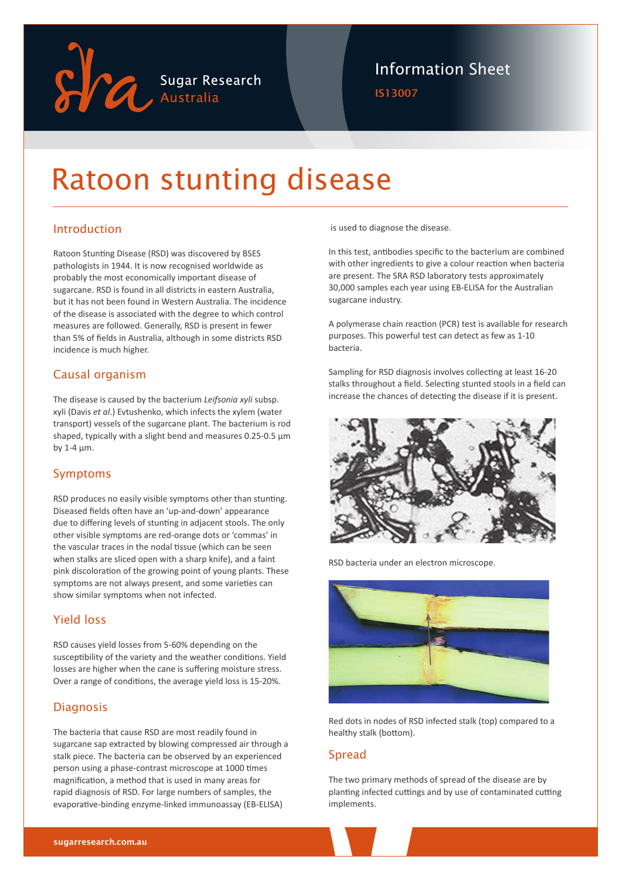Sugar Research Australia

Information Sheet

IS13007

# Ratoon stunting disease

## Introduction

Ratoon Stunting Disease (RSD) was discovered by BSES pathologists in 1944. It is now recognised worldwide as probably the most economically important disease of sugarcane. RSD is found in all districts in eastern Australia, but it has not been found in Western Australia. The incidence of the disease is associated with the degree to which control measures are followed. Generally, RSD is present in fewer than 5% of fields in Australia, although in some districts RSD incidence is much higher.

## Causal organism

The disease is caused by the bacterium *Leifsonia xyli* subsp. xyli (Davis *et al*.) Evtushenko, which infects the xylem (water transport) vessels of the sugarcane plant. The bacterium is rod shaped, typically with a slight bend and measures 0.25-0.5 µm by 1-4 µm.

## Symptoms

RSD produces no easily visible symptoms other than stunting. Diseased fields often have an 'up-and-down' appearance due to differing levels of stunting in adjacent stools. The only other visible symptoms are red-orange dots or 'commas' in the vascular traces in the nodal tissue (which can be seen when stalks are sliced open with a sharp knife), and a faint pink discoloration of the growing point of young plants. These symptoms are not always present, and some varieties can show similar symptoms when not infected.

## Yield loss

RSD causes yield losses from 5-60% depending on the susceptibility of the variety and the weather conditions. Yield losses are higher when the cane is suffering moisture stress. Over a range of conditions, the average yield loss is 15-20%.

## Diagnosis

The bacteria that cause RSD are most readily found in sugarcane sap extracted by blowing compressed air through a stalk piece. The bacteria can be observed by an experienced person using a phase-contrast microscope at 1000 times magnification, a method that is used in many areas for rapid diagnosis of RSD. For large numbers of samples, the evaporative-binding enzyme-linked immunoassay (EB-ELISA) is used to diagnose the disease.

In this test, antibodies specific to the bacterium are combined with other ingredients to give a colour reaction when bacteria are present. The SRA RSD laboratory tests approximately 30,000 samples each year using EB-ELISA for the Australian sugarcane industry.

A polymerase chain reaction (PCR) test is available for research purposes. This powerful test can detect as few as 1-10 bacteria.

Sampling for RSD diagnosis involves collecting at least 16-20 stalks throughout a field. Selecting stunted stools in a field can increase the chances of detecting the disease if it is present.

RSD bacteria under an electron microscope.

Red dots in nodes of RSD infected stalk (top) compared to a healthy stalk (bottom).

## Spread

The two primary methods of spread of the disease are by planting infected cuttings and by use of contaminated cutting implements.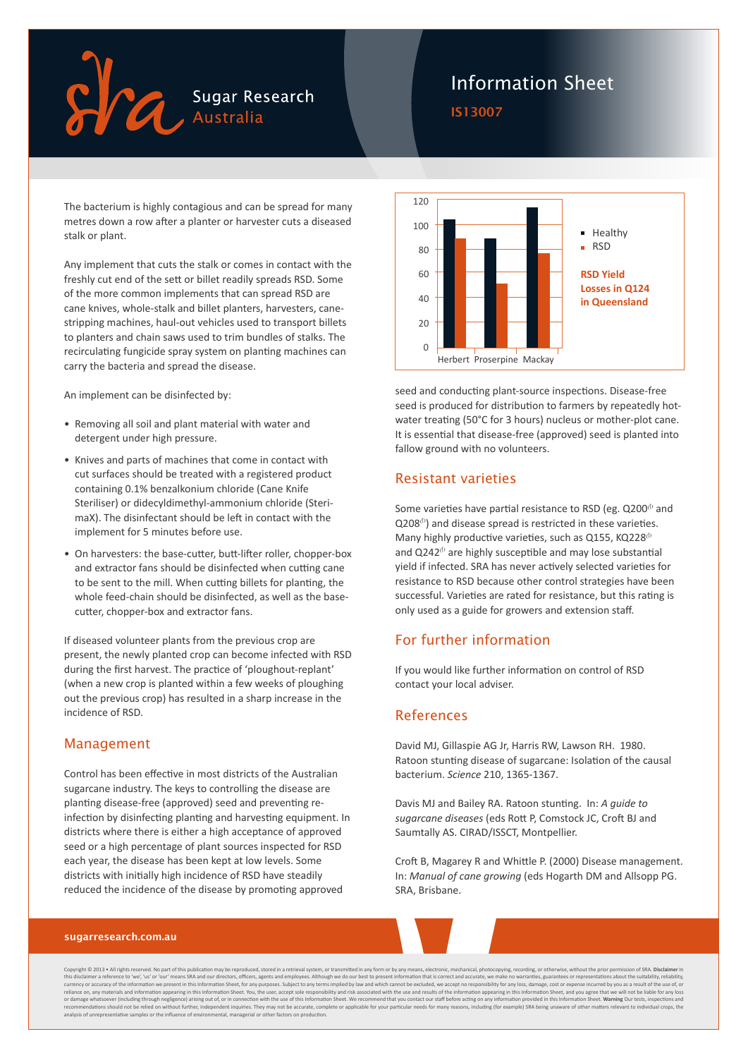The bacterium is highly contagious and can be spread for many metres down a row after a planter or harvester cuts a diseased stalk or plant.

Any implement that cuts the stalk or comes in contact with the freshly cut end of the sett or billet readily spreads RSD. Some of the more common implements that can spread RSD are cane knives, whole-stalk and billet planters, harvesters, cane-stripping machines, haul-out vehicles used to transport billets to planters and chain saws used to trim bundles of stalks. The recirculating fungicide spray system on planting machines can carry the bacteria and spread the disease.

An implement can be disinfected by:

- Removing all soil and plant material with water and detergent under high pressure.
- Knives and parts of machines that come in contact with cut surfaces should be treated with a registered product containing 0.1% benzalkonium chloride (Cane Knife Steriliser) or didecyldimethyl-ammonium chloride (Steri-maX). The disinfectant should be left in contact with the implement for 5 minutes before use.
- On harvesters: the base-cutter, butt-lifter roller, chopper-box and extractor fans should be disinfected when cutting cane to be sent to the mill. When cutting billets for planting, the whole feed-chain should be disinfected, as well as the base-cutter, chopper-box and extractor fans.

If diseased volunteer plants from the previous crop are present, the newly planted crop can become infected with RSD during the first harvest. The practice of 'ploughout-replant' (when a new crop is planted within a few weeks of ploughing out the previous crop) has resulted in a sharp increase in the incidence of RSD.

## Management

Control has been effective in most districts of the Australian sugarcane industry. The keys to controlling the disease are planting disease-free (approved) seed and preventing re-infection by disinfecting planting and harvesting equipment. In districts where there is either a high acceptance of approved seed or a high percentage of plant sources inspected for RSD each year, the disease has been kept at low levels. Some districts with initially high incidence of RSD have steadily reduced the incidence of the disease by promoting approved

120
100
80
60
40
20
0
Herbert Proserpine Mackay
Healthy
RSD

**RSD Yield Losses in Q124 in Queensland**

seed and conducting plant-source inspections. Disease-free seed is produced for distribution to farmers by repeatedly hot-water treating (50°C for 3 hours) nucleus or mother-plot cane. It is essential that disease-free (approved) seed is planted into fallow ground with no volunteers.

## Resistant varieties

Some varieties have partial resistance to RSD (eg. Q200[⁽ᴾ] and Q208[⁽ᴾ]) and disease spread is restricted in these varieties. Many highly productive varieties, such as Q155, KQ228[⁽ᴾ] and Q242[⁽ᴾ] are highly susceptible and may lose substantial yield if infected. SRA has never actively selected varieties for resistance to RSD because other control strategies have been successful. Varieties are rated for resistance, but this rating is only used as a guide for growers and extension staff.

## For further information

If you would like further information on control of RSD contact your local adviser.

## References

David MJ, Gillaspie AG Jr, Harris RW, Lawson RH. 1980. Ratoon stunting disease of sugarcane: Isolation of the causal bacterium. *Science* 210, 1365-1367.

Davis MJ and Bailey RA. Ratoon stunting. In: *A guide to sugarcane diseases* (eds Rott P, Comstock JC, Croft BJ and Saumtally AS. CIRAD/ISSCT, Montpellier.

Croft B, Magarey R and Whittle P. (2000) Disease management. In: *Manual of cane growing* (eds Hogarth DM and Allsopp PG. SRA, Brisbane.

sugarresearch.com.au

Copyright © 2013 • All rights reserved. No part of this publication may be reproduced, stored in a retrieval system, or transmitted in any form or by any means, electronic, mechanical, photocopying, recording, or otherwise, without the prior permission of SRA. **Disclaimer** In this disclaimer a reference to 'we', 'us' or 'our' means SRA and our directors, officers, agents and employees. Although we do our best to present information that is correct and accurate, we make no warranties, guarantees or representations about the suitability, reliability, currency or accuracy of the information we present in this Information Sheet, for any purposes. Subject to any terms implied by law and which cannot be excluded, we accept no responsibility for any loss, damage, cost or expense incurred by you as a result of the use of, or reliance on, any materials and information appearing in this Information Sheet. You, the user, accept sole responsibility and risk associated with the use and results of the information appearing in this Information Sheet, and you agree that we will not be liable for any loss or damage whatsoever (including through negligence) arising out of, or in connection with the use of this Information Sheet. We recommend that you contact our staff before acting on any information provided in this Information Sheet. **Warning** Our tests, inspections and recommendations should not be relied on without further, independent inquiries. They may not be accurate, complete or applicable for your particular needs for many reasons, including (for example) SRA being unaware of other matters relevant to individual crops, the analysis of unrepresentative samples or the influence of environmental, managerial or other factors on production.